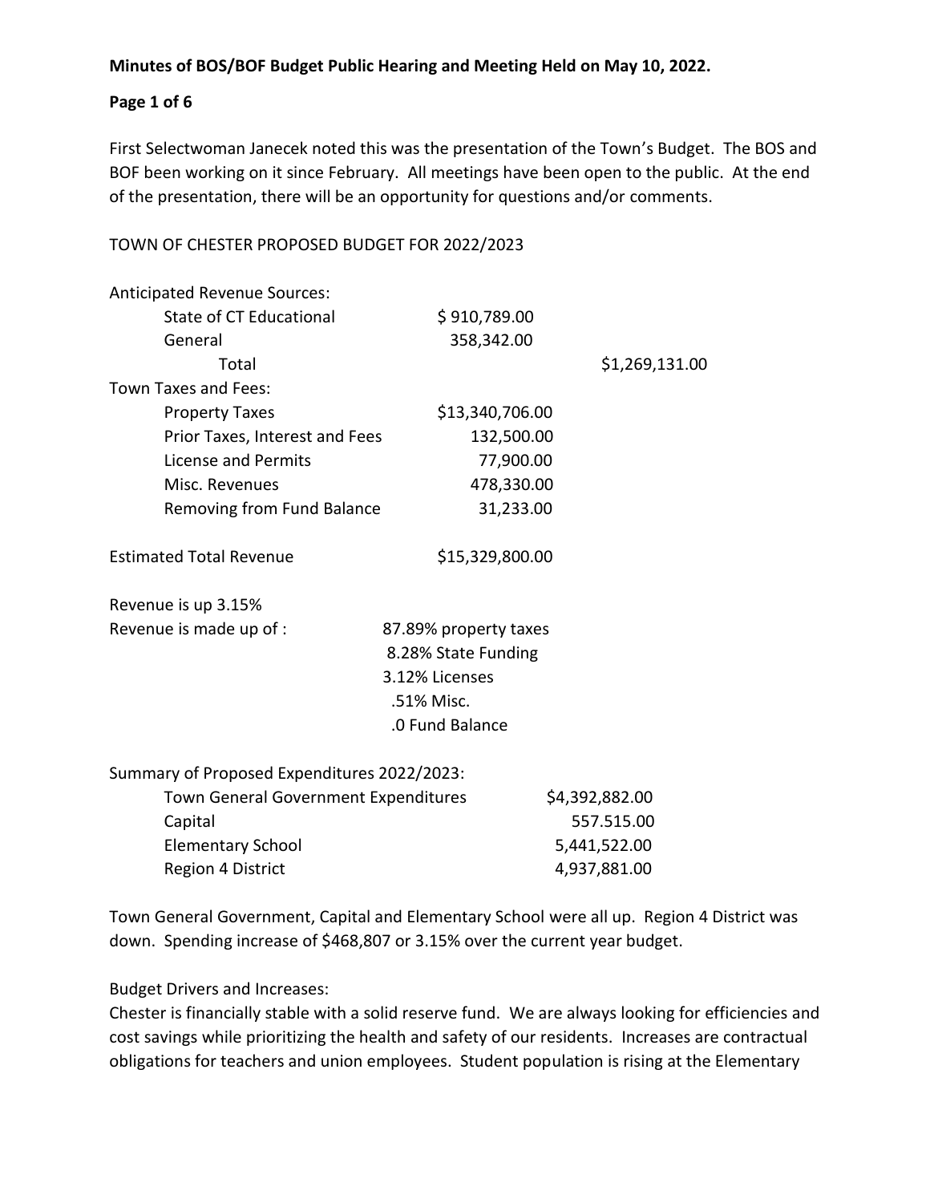**Minutes of BOS/BOF Budget Public Hearing and Meeting Held on May 10, 2022.**

First Selectwoman Janecek noted this was the presentation of the Town's Budget. The BOS and BOF been working on it since February. All meetings have been open to the public. At the end of the presentation, there will be an opportunity for questions and/or comments.

TOWN OF CHESTER PROPOSED BUDGET FOR 2022/2023

| | | |
|---|---|---|
| Anticipated Revenue Sources: | | |
| State of CT Educational | $ 910,789.00 | |
| General | 358,342.00 | |
| Total | | $1,269,131.00 |
| Town Taxes and Fees: | | |
| Property Taxes | $13,340,706.00 | |
| Prior Taxes, Interest and Fees | 132,500.00 | |
| License and Permits | 77,900.00 | |
| Misc. Revenues | 478,330.00 | |
| Removing from Fund Balance | 31,233.00 | |
| Estimated Total Revenue | $15,329,800.00 | |

Revenue is up 3.15%

Revenue is made up of :
- 87.89% property taxes
- 8.28% State Funding
- 3.12% Licenses
- .51% Misc.
- .0 Fund Balance

Summary of Proposed Expenditures 2022/2023:

| | |
|---|---|
| Town General Government Expenditures | $4,392,882.00 |
| Capital | 557.515.00 |
| Elementary School | 5,441,522.00 |
| Region 4 District | 4,937,881.00 |

Town General Government, Capital and Elementary School were all up. Region 4 District was down. Spending increase of $468,807 or 3.15% over the current year budget.

Budget Drivers and Increases:

Chester is financially stable with a solid reserve fund. We are always looking for efficiencies and cost savings while prioritizing the health and safety of our residents. Increases are contractual obligations for teachers and union employees. Student population is rising at the Elementary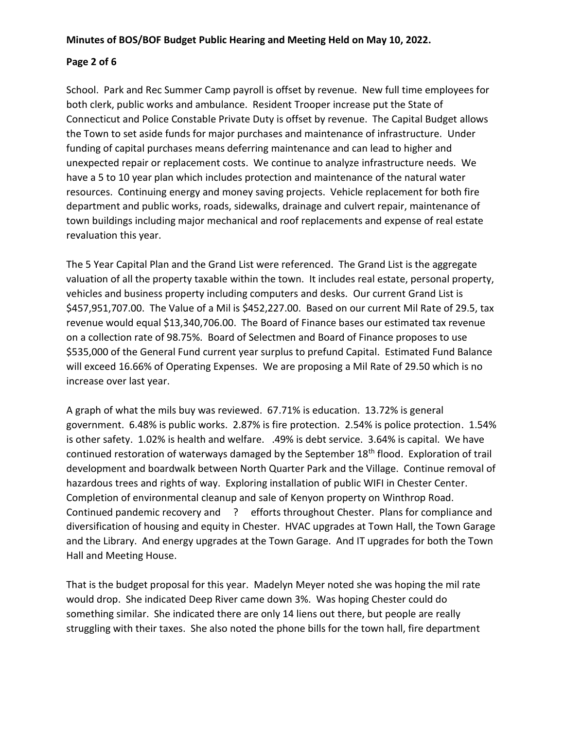School. Park and Rec Summer Camp payroll is offset by revenue. New full time employees for both clerk, public works and ambulance. Resident Trooper increase put the State of Connecticut and Police Constable Private Duty is offset by revenue. The Capital Budget allows the Town to set aside funds for major purchases and maintenance of infrastructure. Under funding of capital purchases means deferring maintenance and can lead to higher and unexpected repair or replacement costs. We continue to analyze infrastructure needs. We have a 5 to 10 year plan which includes protection and maintenance of the natural water resources. Continuing energy and money saving projects. Vehicle replacement for both fire department and public works, roads, sidewalks, drainage and culvert repair, maintenance of town buildings including major mechanical and roof replacements and expense of real estate revaluation this year.

The 5 Year Capital Plan and the Grand List were referenced. The Grand List is the aggregate valuation of all the property taxable within the town. It includes real estate, personal property, vehicles and business property including computers and desks. Our current Grand List is $457,951,707.00. The Value of a Mil is $452,227.00. Based on our current Mil Rate of 29.5, tax revenue would equal $13,340,706.00. The Board of Finance bases our estimated tax revenue on a collection rate of 98.75%. Board of Selectmen and Board of Finance proposes to use $535,000 of the General Fund current year surplus to prefund Capital. Estimated Fund Balance will exceed 16.66% of Operating Expenses. We are proposing a Mil Rate of 29.50 which is no increase over last year.

A graph of what the mils buy was reviewed. 67.71% is education. 13.72% is general government. 6.48% is public works. 2.87% is fire protection. 2.54% is police protection. 1.54% is other safety. 1.02% is health and welfare. .49% is debt service. 3.64% is capital. We have continued restoration of waterways damaged by the September 18th flood. Exploration of trail development and boardwalk between North Quarter Park and the Village. Continue removal of hazardous trees and rights of way. Exploring installation of public WIFI in Chester Center. Completion of environmental cleanup and sale of Kenyon property on Winthrop Road. Continued pandemic recovery and ? efforts throughout Chester. Plans for compliance and diversification of housing and equity in Chester. HVAC upgrades at Town Hall, the Town Garage and the Library. And energy upgrades at the Town Garage. And IT upgrades for both the Town Hall and Meeting House.

That is the budget proposal for this year. Madelyn Meyer noted she was hoping the mil rate would drop. She indicated Deep River came down 3%. Was hoping Chester could do something similar. She indicated there are only 14 liens out there, but people are really struggling with their taxes. She also noted the phone bills for the town hall, fire department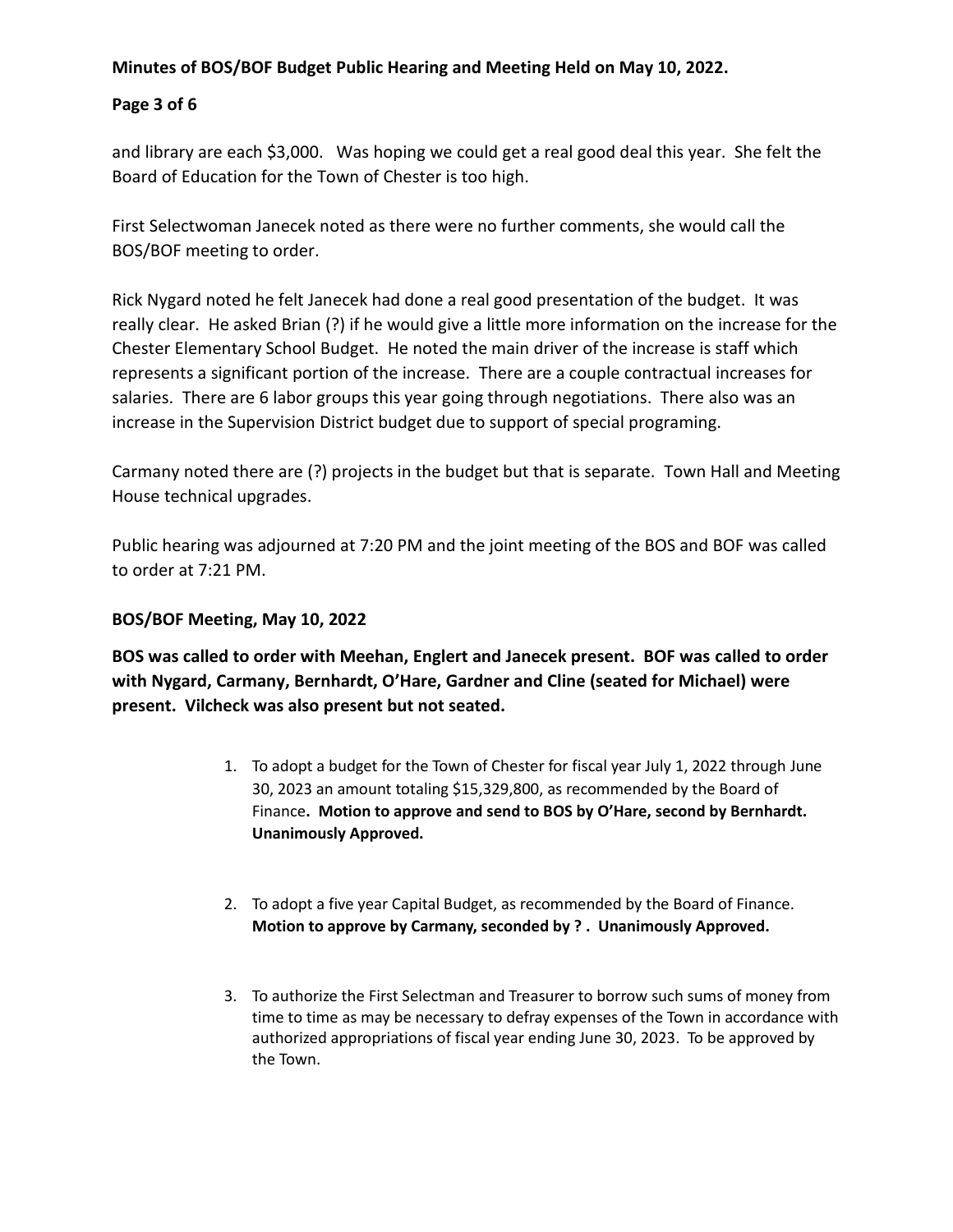and library are each $3,000. Was hoping we could get a real good deal this year. She felt the Board of Education for the Town of Chester is too high.

First Selectwoman Janecek noted as there were no further comments, she would call the BOS/BOF meeting to order.

Rick Nygard noted he felt Janecek had done a real good presentation of the budget. It was really clear. He asked Brian (?) if he would give a little more information on the increase for the Chester Elementary School Budget. He noted the main driver of the increase is staff which represents a significant portion of the increase. There are a couple contractual increases for salaries. There are 6 labor groups this year going through negotiations. There also was an increase in the Supervision District budget due to support of special programing.

Carmany noted there are (?) projects in the budget but that is separate. Town Hall and Meeting House technical upgrades.

Public hearing was adjourned at 7:20 PM and the joint meeting of the BOS and BOF was called to order at 7:21 PM.

**BOS/BOF Meeting, May 10, 2022**

**BOS was called to order with Meehan, Englert and Janecek present. BOF was called to order with Nygard, Carmany, Bernhardt, O'Hare, Gardner and Cline (seated for Michael) were present. Vilcheck was also present but not seated.**

1. To adopt a budget for the Town of Chester for fiscal year July 1, 2022 through June 30, 2023 an amount totaling $15,329,800, as recommended by the Board of Finance**. Motion to approve and send to BOS by O'Hare, second by Bernhardt. Unanimously Approved.**

2. To adopt a five year Capital Budget, as recommended by the Board of Finance. **Motion to approve by Carmany, seconded by ? . Unanimously Approved.**

3. To authorize the First Selectman and Treasurer to borrow such sums of money from time to time as may be necessary to defray expenses of the Town in accordance with authorized appropriations of fiscal year ending June 30, 2023. To be approved by the Town.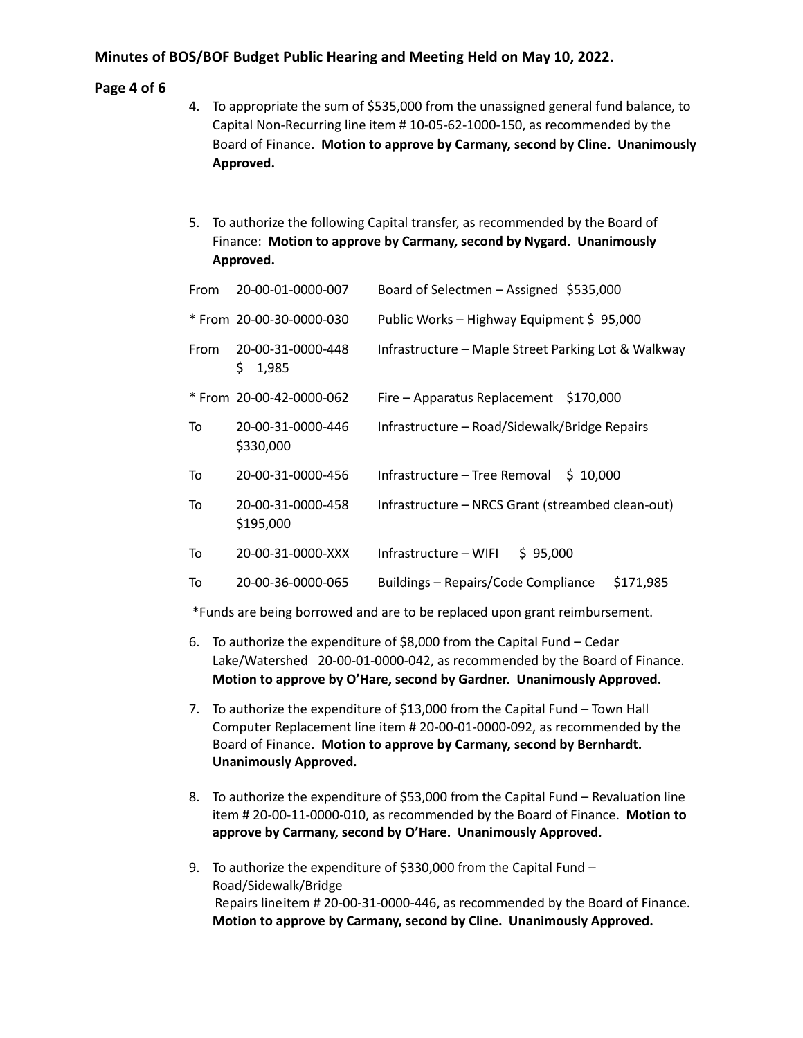4. To appropriate the sum of $535,000 from the unassigned general fund balance, to Capital Non-Recurring line item # 10-05-62-1000-150, as recommended by the Board of Finance. **Motion to approve by Carmany, second by Cline. Unanimously Approved.**

5. To authorize the following Capital transfer, as recommended by the Board of Finance: **Motion to approve by Carmany, second by Nygard. Unanimously Approved.**

| | Account | Description | Amount |
|---|---|---|---|
| From | 20-00-01-0000-007 | Board of Selectmen – Assigned | $535,000 |
| * From | 20-00-30-0000-030 | Public Works – Highway Equipment | $ 95,000 |
| From | 20-00-31-0000-448 | Infrastructure – Maple Street Parking Lot & Walkway | $ 1,985 |
| * From | 20-00-42-0000-062 | Fire – Apparatus Replacement | $170,000 |
| To | 20-00-31-0000-446 | Infrastructure – Road/Sidewalk/Bridge Repairs | $330,000 |
| To | 20-00-31-0000-456 | Infrastructure – Tree Removal | $ 10,000 |
| To | 20-00-31-0000-458 | Infrastructure – NRCS Grant (streambed clean-out) | $195,000 |
| To | 20-00-31-0000-XXX | Infrastructure – WIFI | $ 95,000 |
| To | 20-00-36-0000-065 | Buildings – Repairs/Code Compliance | $171,985 |

*Funds are being borrowed and are to be replaced upon grant reimbursement.

6. To authorize the expenditure of $8,000 from the Capital Fund – Cedar Lake/Watershed 20-00-01-0000-042, as recommended by the Board of Finance. **Motion to approve by O'Hare, second by Gardner. Unanimously Approved.**

7. To authorize the expenditure of $13,000 from the Capital Fund – Town Hall Computer Replacement line item # 20-00-01-0000-092, as recommended by the Board of Finance. **Motion to approve by Carmany, second by Bernhardt. Unanimously Approved.**

8. To authorize the expenditure of $53,000 from the Capital Fund – Revaluation line item # 20-00-11-0000-010, as recommended by the Board of Finance. **Motion to approve by Carmany, second by O'Hare. Unanimously Approved.**

9. To authorize the expenditure of $330,000 from the Capital Fund – Road/Sidewalk/Bridge Repairs lineitem # 20-00-31-0000-446, as recommended by the Board of Finance. **Motion to approve by Carmany, second by Cline. Unanimously Approved.**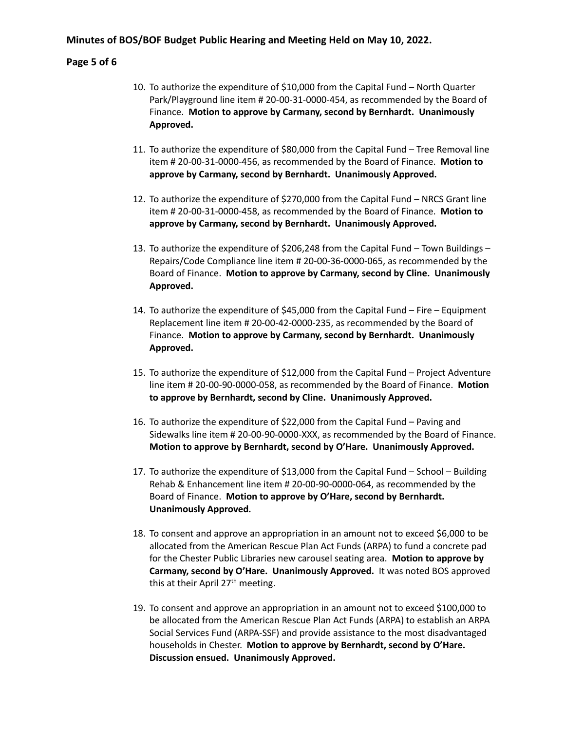10. To authorize the expenditure of $10,000 from the Capital Fund – North Quarter Park/Playground line item # 20-00-31-0000-454, as recommended by the Board of Finance. **Motion to approve by Carmany, second by Bernhardt. Unanimously Approved.**

11. To authorize the expenditure of $80,000 from the Capital Fund – Tree Removal line item # 20-00-31-0000-456, as recommended by the Board of Finance. **Motion to approve by Carmany, second by Bernhardt. Unanimously Approved.**

12. To authorize the expenditure of $270,000 from the Capital Fund – NRCS Grant line item # 20-00-31-0000-458, as recommended by the Board of Finance. **Motion to approve by Carmany, second by Bernhardt. Unanimously Approved.**

13. To authorize the expenditure of $206,248 from the Capital Fund – Town Buildings – Repairs/Code Compliance line item # 20-00-36-0000-065, as recommended by the Board of Finance. **Motion to approve by Carmany, second by Cline. Unanimously Approved.**

14. To authorize the expenditure of $45,000 from the Capital Fund – Fire – Equipment Replacement line item # 20-00-42-0000-235, as recommended by the Board of Finance. **Motion to approve by Carmany, second by Bernhardt. Unanimously Approved.**

15. To authorize the expenditure of $12,000 from the Capital Fund – Project Adventure line item # 20-00-90-0000-058, as recommended by the Board of Finance. **Motion to approve by Bernhardt, second by Cline. Unanimously Approved.**

16. To authorize the expenditure of $22,000 from the Capital Fund – Paving and Sidewalks line item # 20-00-90-0000-XXX, as recommended by the Board of Finance. **Motion to approve by Bernhardt, second by O'Hare. Unanimously Approved.**

17. To authorize the expenditure of $13,000 from the Capital Fund – School – Building Rehab & Enhancement line item # 20-00-90-0000-064, as recommended by the Board of Finance. **Motion to approve by O'Hare, second by Bernhardt. Unanimously Approved.**

18. To consent and approve an appropriation in an amount not to exceed $6,000 to be allocated from the American Rescue Plan Act Funds (ARPA) to fund a concrete pad for the Chester Public Libraries new carousel seating area. **Motion to approve by Carmany, second by O'Hare. Unanimously Approved.** It was noted BOS approved this at their April 27th meeting.

19. To consent and approve an appropriation in an amount not to exceed $100,000 to be allocated from the American Rescue Plan Act Funds (ARPA) to establish an ARPA Social Services Fund (ARPA-SSF) and provide assistance to the most disadvantaged households in Chester. **Motion to approve by Bernhardt, second by O'Hare. Discussion ensued. Unanimously Approved.**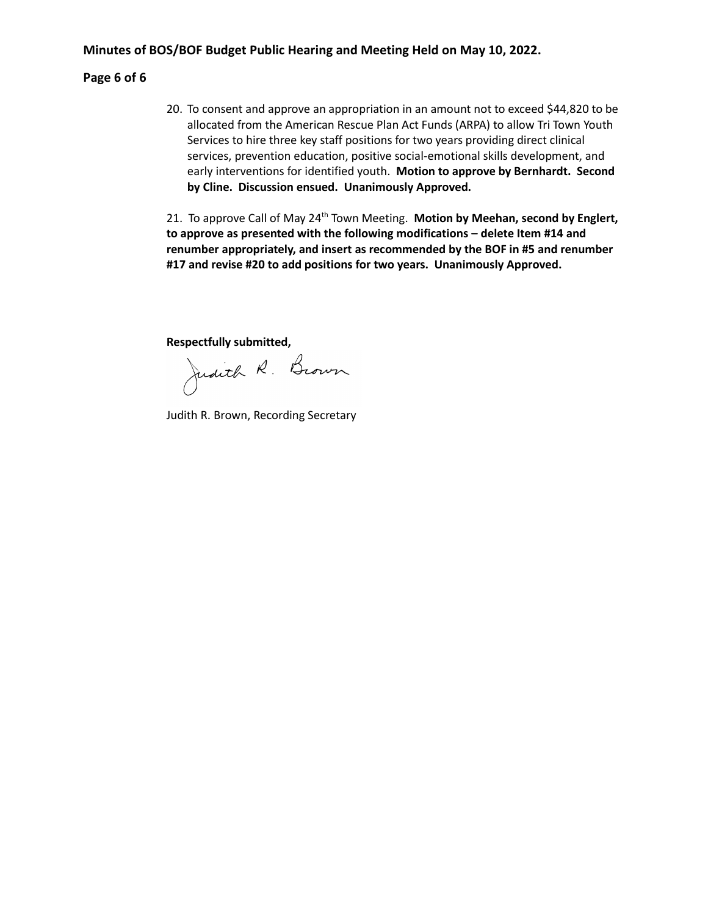20. To consent and approve an appropriation in an amount not to exceed $44,820 to be allocated from the American Rescue Plan Act Funds (ARPA) to allow Tri Town Youth Services to hire three key staff positions for two years providing direct clinical services, prevention education, positive social-emotional skills development, and early interventions for identified youth. **Motion to approve by Bernhardt. Second by Cline. Discussion ensued. Unanimously Approved.**

21. To approve Call of May 24th Town Meeting. **Motion by Meehan, second by Englert, to approve as presented with the following modifications – delete Item #14 and renumber appropriately, and insert as recommended by the BOF in #5 and renumber #17 and revise #20 to add positions for two years. Unanimously Approved.**

**Respectfully submitted,**

Judith R. Brown

Judith R. Brown, Recording Secretary